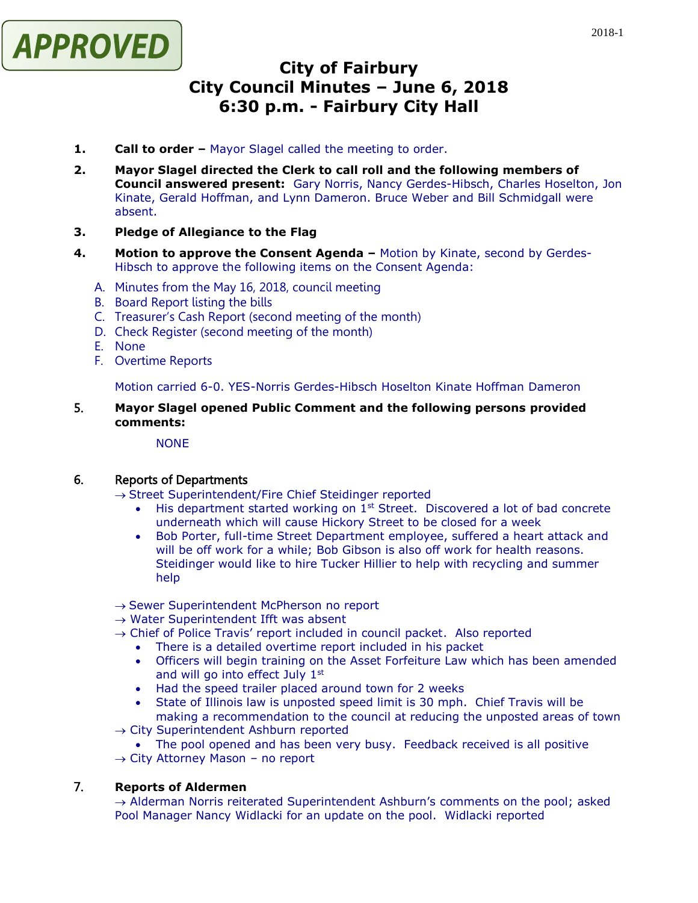APPROVED

# City of Fairbury
# City Council Minutes – June 6, 2018
# 6:30 p.m. - Fairbury City Hall

1. **Call to order –** Mayor Slagel called the meeting to order.

2. **Mayor Slagel directed the Clerk to call roll and the following members of Council answered present:** Gary Norris, Nancy Gerdes-Hibsch, Charles Hoselton, Jon Kinate, Gerald Hoffman, and Lynn Dameron. Bruce Weber and Bill Schmidgall were absent.

3. **Pledge of Allegiance to the Flag**

4. **Motion to approve the Consent Agenda –** Motion by Kinate, second by Gerdes-Hibsch to approve the following items on the Consent Agenda:

   A. Minutes from the May 16, 2018, council meeting
   B. Board Report listing the bills
   C. Treasurer's Cash Report (second meeting of the month)
   D. Check Register (second meeting of the month)
   E. None
   F. Overtime Reports

   Motion carried 6-0. YES-Norris Gerdes-Hibsch Hoselton Kinate Hoffman Dameron

5. **Mayor Slagel opened Public Comment and the following persons provided comments:**

   NONE

6. **Reports of Departments**

   → Street Superintendent/Fire Chief Steidinger reported
   - His department started working on 1st Street. Discovered a lot of bad concrete underneath which will cause Hickory Street to be closed for a week
   - Bob Porter, full-time Street Department employee, suffered a heart attack and will be off work for a while; Bob Gibson is also off work for health reasons. Steidinger would like to hire Tucker Hillier to help with recycling and summer help

   → Sewer Superintendent McPherson no report
   → Water Superintendent Ifft was absent
   → Chief of Police Travis' report included in council packet. Also reported
   - There is a detailed overtime report included in his packet
   - Officers will begin training on the Asset Forfeiture Law which has been amended and will go into effect July 1st
   - Had the speed trailer placed around town for 2 weeks
   - State of Illinois law is unposted speed limit is 30 mph. Chief Travis will be making a recommendation to the council at reducing the unposted areas of town

   → City Superintendent Ashburn reported
   - The pool opened and has been very busy. Feedback received is all positive

   → City Attorney Mason – no report

7. **Reports of Aldermen**

   → Alderman Norris reiterated Superintendent Ashburn's comments on the pool; asked Pool Manager Nancy Widlacki for an update on the pool. Widlacki reported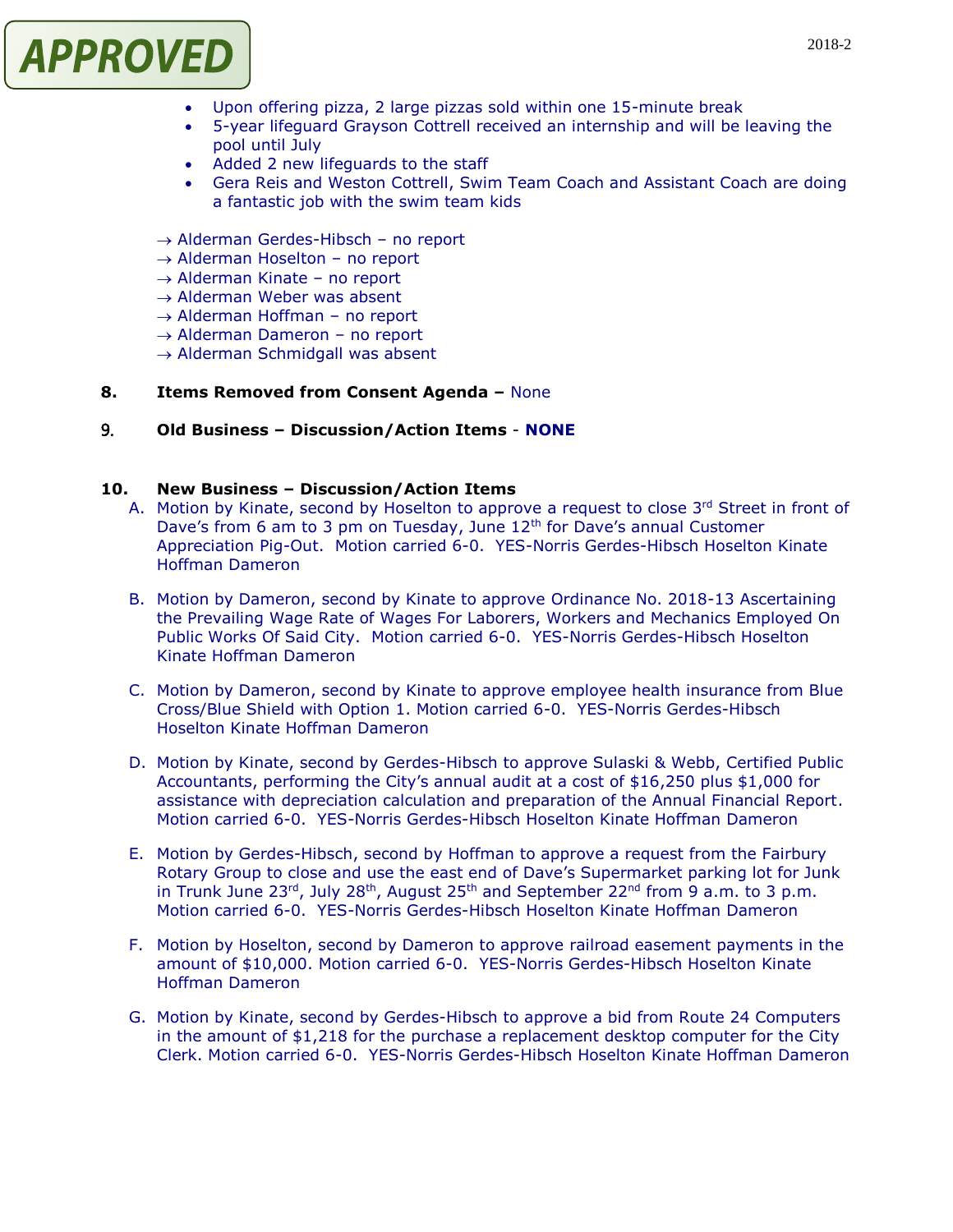APPROVED

- Upon offering pizza, 2 large pizzas sold within one 15-minute break
- 5-year lifeguard Grayson Cottrell received an internship and will be leaving the pool until July
- Added 2 new lifeguards to the staff
- Gera Reis and Weston Cottrell, Swim Team Coach and Assistant Coach are doing a fantastic job with the swim team kids

→ Alderman Gerdes-Hibsch – no report
→ Alderman Hoselton – no report
→ Alderman Kinate – no report
→ Alderman Weber was absent
→ Alderman Hoffman – no report
→ Alderman Dameron – no report
→ Alderman Schmidgall was absent

**8. Items Removed from Consent Agenda –** None

**9. Old Business – Discussion/Action Items** - **NONE**

**10. New Business – Discussion/Action Items**

A. Motion by Kinate, second by Hoselton to approve a request to close 3rd Street in front of Dave's from 6 am to 3 pm on Tuesday, June 12th for Dave's annual Customer Appreciation Pig-Out. Motion carried 6-0. YES-Norris Gerdes-Hibsch Hoselton Kinate Hoffman Dameron

B. Motion by Dameron, second by Kinate to approve Ordinance No. 2018-13 Ascertaining the Prevailing Wage Rate of Wages For Laborers, Workers and Mechanics Employed On Public Works Of Said City. Motion carried 6-0. YES-Norris Gerdes-Hibsch Hoselton Kinate Hoffman Dameron

C. Motion by Dameron, second by Kinate to approve employee health insurance from Blue Cross/Blue Shield with Option 1. Motion carried 6-0. YES-Norris Gerdes-Hibsch Hoselton Kinate Hoffman Dameron

D. Motion by Kinate, second by Gerdes-Hibsch to approve Sulaski & Webb, Certified Public Accountants, performing the City's annual audit at a cost of $16,250 plus $1,000 for assistance with depreciation calculation and preparation of the Annual Financial Report. Motion carried 6-0. YES-Norris Gerdes-Hibsch Hoselton Kinate Hoffman Dameron

E. Motion by Gerdes-Hibsch, second by Hoffman to approve a request from the Fairbury Rotary Group to close and use the east end of Dave's Supermarket parking lot for Junk in Trunk June 23rd, July 28th, August 25th and September 22nd from 9 a.m. to 3 p.m. Motion carried 6-0. YES-Norris Gerdes-Hibsch Hoselton Kinate Hoffman Dameron

F. Motion by Hoselton, second by Dameron to approve railroad easement payments in the amount of $10,000. Motion carried 6-0. YES-Norris Gerdes-Hibsch Hoselton Kinate Hoffman Dameron

G. Motion by Kinate, second by Gerdes-Hibsch to approve a bid from Route 24 Computers in the amount of $1,218 for the purchase a replacement desktop computer for the City Clerk. Motion carried 6-0. YES-Norris Gerdes-Hibsch Hoselton Kinate Hoffman Dameron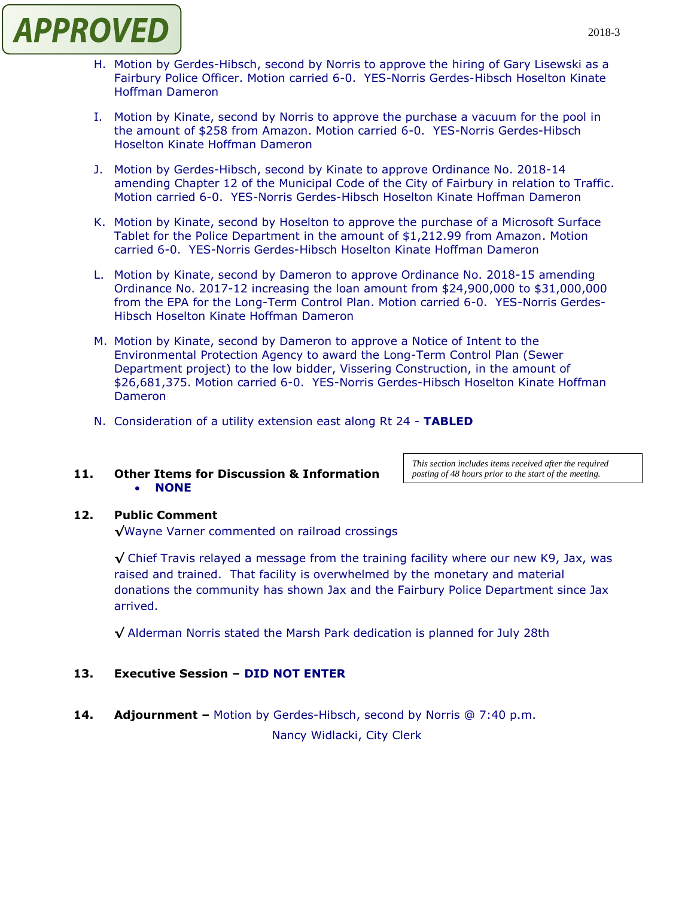**APPROVED**

H. Motion by Gerdes-Hibsch, second by Norris to approve the hiring of Gary Lisewski as a Fairbury Police Officer. Motion carried 6-0. YES-Norris Gerdes-Hibsch Hoselton Kinate Hoffman Dameron

I. Motion by Kinate, second by Norris to approve the purchase a vacuum for the pool in the amount of $258 from Amazon. Motion carried 6-0. YES-Norris Gerdes-Hibsch Hoselton Kinate Hoffman Dameron

J. Motion by Gerdes-Hibsch, second by Kinate to approve Ordinance No. 2018-14 amending Chapter 12 of the Municipal Code of the City of Fairbury in relation to Traffic. Motion carried 6-0. YES-Norris Gerdes-Hibsch Hoselton Kinate Hoffman Dameron

K. Motion by Kinate, second by Hoselton to approve the purchase of a Microsoft Surface Tablet for the Police Department in the amount of $1,212.99 from Amazon. Motion carried 6-0. YES-Norris Gerdes-Hibsch Hoselton Kinate Hoffman Dameron

L. Motion by Kinate, second by Dameron to approve Ordinance No. 2018-15 amending Ordinance No. 2017-12 increasing the loan amount from $24,900,000 to $31,000,000 from the EPA for the Long-Term Control Plan. Motion carried 6-0. YES-Norris Gerdes-Hibsch Hoselton Kinate Hoffman Dameron

M. Motion by Kinate, second by Dameron to approve a Notice of Intent to the Environmental Protection Agency to award the Long-Term Control Plan (Sewer Department project) to the low bidder, Vissering Construction, in the amount of $26,681,375. Motion carried 6-0. YES-Norris Gerdes-Hibsch Hoselton Kinate Hoffman Dameron

N. Consideration of a utility extension east along Rt 24 - **TABLED**

**11. Other Items for Discussion & Information**

*This section includes items received after the required posting of 48 hours prior to the start of the meeting.*

- **NONE**

**12. Public Comment**

√Wayne Varner commented on railroad crossings

√ Chief Travis relayed a message from the training facility where our new K9, Jax, was raised and trained. That facility is overwhelmed by the monetary and material donations the community has shown Jax and the Fairbury Police Department since Jax arrived.

√ Alderman Norris stated the Marsh Park dedication is planned for July 28th

**13. Executive Session – DID NOT ENTER**

**14. Adjournment –** Motion by Gerdes-Hibsch, second by Norris @ 7:40 p.m.

Nancy Widlacki, City Clerk